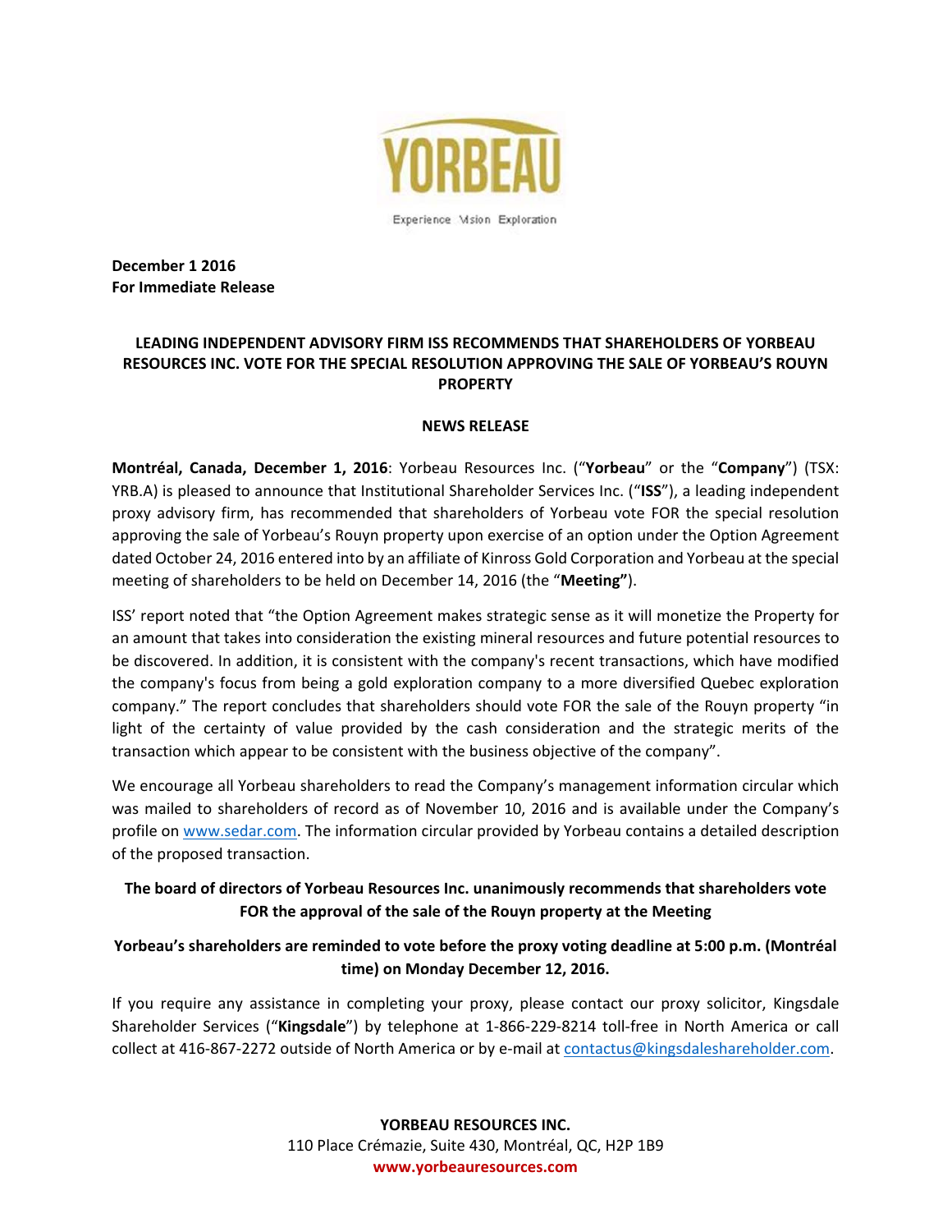YORBEAU

Experience Vision Exploration

**December 1 2016**
**For Immediate Release**

# LEADING INDEPENDENT ADVISORY FIRM ISS RECOMMENDS THAT SHAREHOLDERS OF YORBEAU RESOURCES INC. VOTE FOR THE SPECIAL RESOLUTION APPROVING THE SALE OF YORBEAU'S ROUYN PROPERTY

## NEWS RELEASE

**Montréal, Canada, December 1, 2016**: Yorbeau Resources Inc. ("**Yorbeau**" or the "**Company**") (TSX: YRB.A) is pleased to announce that Institutional Shareholder Services Inc. ("**ISS**"), a leading independent proxy advisory firm, has recommended that shareholders of Yorbeau vote FOR the special resolution approving the sale of Yorbeau's Rouyn property upon exercise of an option under the Option Agreement dated October 24, 2016 entered into by an affiliate of Kinross Gold Corporation and Yorbeau at the special meeting of shareholders to be held on December 14, 2016 (the "**Meeting**").

ISS' report noted that "the Option Agreement makes strategic sense as it will monetize the Property for an amount that takes into consideration the existing mineral resources and future potential resources to be discovered. In addition, it is consistent with the company's recent transactions, which have modified the company's focus from being a gold exploration company to a more diversified Quebec exploration company." The report concludes that shareholders should vote FOR the sale of the Rouyn property "in light of the certainty of value provided by the cash consideration and the strategic merits of the transaction which appear to be consistent with the business objective of the company".

We encourage all Yorbeau shareholders to read the Company's management information circular which was mailed to shareholders of record as of November 10, 2016 and is available under the Company's profile on www.sedar.com. The information circular provided by Yorbeau contains a detailed description of the proposed transaction.

**The board of directors of Yorbeau Resources Inc. unanimously recommends that shareholders vote FOR the approval of the sale of the Rouyn property at the Meeting**

**Yorbeau's shareholders are reminded to vote before the proxy voting deadline at 5:00 p.m. (Montréal time) on Monday December 12, 2016.**

If you require any assistance in completing your proxy, please contact our proxy solicitor, Kingsdale Shareholder Services ("**Kingsdale**") by telephone at 1-866-229-8214 toll-free in North America or call collect at 416-867-2272 outside of North America or by e-mail at contactus@kingsdaleshareholder.com.

**YORBEAU RESOURCES INC.**
110 Place Crémazie, Suite 430, Montréal, QC, H2P 1B9
**www.yorbeauresources.com**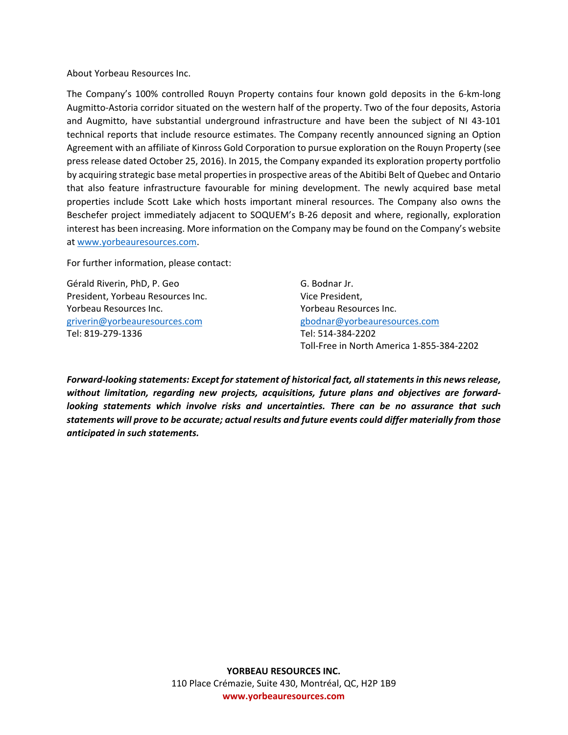About Yorbeau Resources Inc.

The Company's 100% controlled Rouyn Property contains four known gold deposits in the 6-km-long Augmitto-Astoria corridor situated on the western half of the property. Two of the four deposits, Astoria and Augmitto, have substantial underground infrastructure and have been the subject of NI 43-101 technical reports that include resource estimates. The Company recently announced signing an Option Agreement with an affiliate of Kinross Gold Corporation to pursue exploration on the Rouyn Property (see press release dated October 25, 2016). In 2015, the Company expanded its exploration property portfolio by acquiring strategic base metal properties in prospective areas of the Abitibi Belt of Quebec and Ontario that also feature infrastructure favourable for mining development. The newly acquired base metal properties include Scott Lake which hosts important mineral resources. The Company also owns the Beschefer project immediately adjacent to SOQUEM's B-26 deposit and where, regionally, exploration interest has been increasing. More information on the Company may be found on the Company's website at www.yorbeauresources.com.

For further information, please contact:

Gérald Riverin, PhD, P. Geo
President, Yorbeau Resources Inc.
Yorbeau Resources Inc.
griverin@yorbeauresources.com
Tel: 819-279-1336

G. Bodnar Jr.
Vice President,
Yorbeau Resources Inc.
gbodnar@yorbeauresources.com
Tel: 514-384-2202
Toll-Free in North America 1-855-384-2202

***Forward-looking statements: Except for statement of historical fact, all statements in this news release, without limitation, regarding new projects, acquisitions, future plans and objectives are forward-looking statements which involve risks and uncertainties. There can be no assurance that such statements will prove to be accurate; actual results and future events could differ materially from those anticipated in such statements.***

**YORBEAU RESOURCES INC.**
110 Place Crémazie, Suite 430, Montréal, QC, H2P 1B9
**www.yorbeauresources.com**